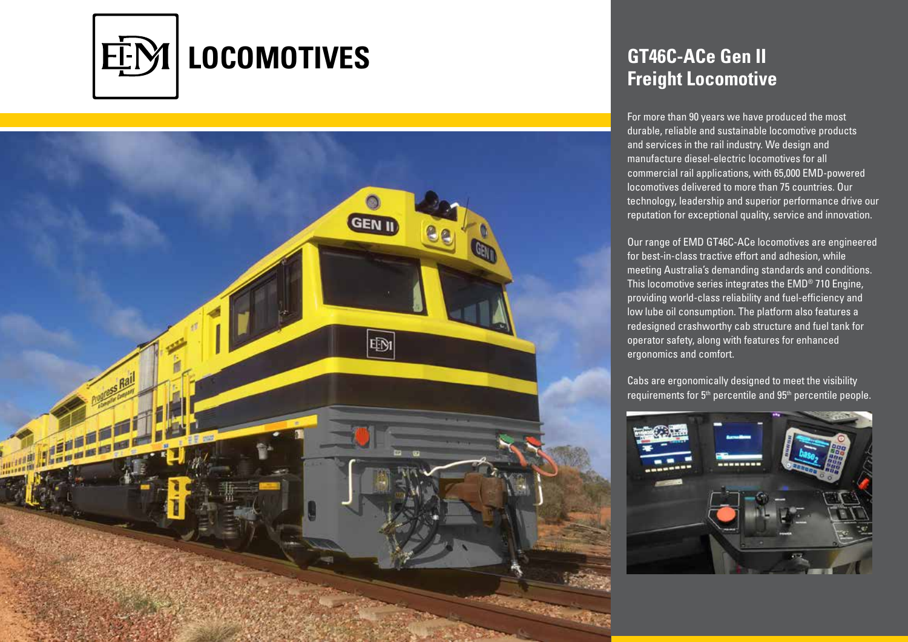# EMD LOCOMOTIVES

## GT46C-ACe Gen II Freight Locomotive

For more than 90 years we have produced the most durable, reliable and sustainable locomotive products and services in the rail industry. We design and manufacture diesel-electric locomotives for all commercial rail applications, with 65,000 EMD-powered locomotives delivered to more than 75 countries. Our technology, leadership and superior performance drive our reputation for exceptional quality, service and innovation.

Our range of EMD GT46C-ACe locomotives are engineered for best-in-class tractive effort and adhesion, while meeting Australia's demanding standards and conditions. This locomotive series integrates the EMD® 710 Engine, providing world-class reliability and fuel-efficiency and low lube oil consumption. The platform also features a redesigned crashworthy cab structure and fuel tank for operator safety, along with features for enhanced ergonomics and comfort.

Cabs are ergonomically designed to meet the visibility requirements for 5th percentile and 95th percentile people.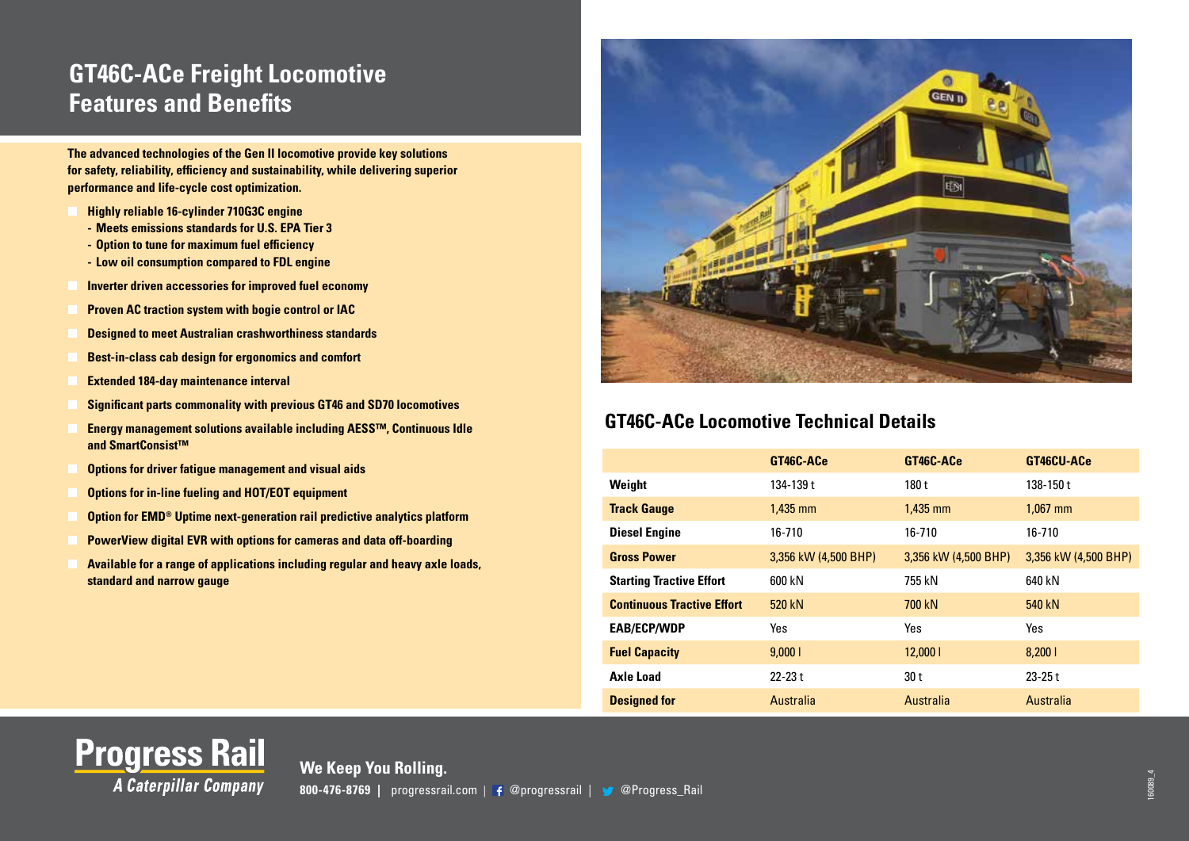# GT46C-ACe Freight Locomotive Features and Benefits

**The advanced technologies of the Gen II locomotive provide key solutions for safety, reliability, efficiency and sustainability, while delivering superior performance and life-cycle cost optimization.**

- **Highly reliable 16-cylinder 710G3C engine**
  - **Meets emissions standards for U.S. EPA Tier 3**
  - **Option to tune for maximum fuel efficiency**
  - **Low oil consumption compared to FDL engine**
- **Inverter driven accessories for improved fuel economy**
- **Proven AC traction system with bogie control or IAC**
- **Designed to meet Australian crashworthiness standards**
- **Best-in-class cab design for ergonomics and comfort**
- **Extended 184-day maintenance interval**
- **Significant parts commonality with previous GT46 and SD70 locomotives**
- **Energy management solutions available including AESS™, Continuous Idle and SmartConsist™**
- **Options for driver fatigue management and visual aids**
- **Options for in-line fueling and HOT/EOT equipment**
- **Option for EMD® Uptime next-generation rail predictive analytics platform**
- **PowerView digital EVR with options for cameras and data off-boarding**
- **Available for a range of applications including regular and heavy axle loads, standard and narrow gauge**

## GT46C-ACe Locomotive Technical Details

| | GT46C-ACe | GT46C-ACe | GT46CU-ACe |
|---|---|---|---|
| **Weight** | 134-139 t | 180 t | 138-150 t |
| **Track Gauge** | 1,435 mm | 1,435 mm | 1,067 mm |
| **Diesel Engine** | 16-710 | 16-710 | 16-710 |
| **Gross Power** | 3,356 kW (4,500 BHP) | 3,356 kW (4,500 BHP) | 3,356 kW (4,500 BHP) |
| **Starting Tractive Effort** | 600 kN | 755 kN | 640 kN |
| **Continuous Tractive Effort** | 520 kN | 700 kN | 540 kN |
| **EAB/ECP/WDP** | Yes | Yes | Yes |
| **Fuel Capacity** | 9,000 l | 12,000 l | 8,200 l |
| **Axle Load** | 22-23 t | 30 t | 23-25 t |
| **Designed for** | Australia | Australia | Australia |

**Progress Rail**
*A Caterpillar Company*

**We Keep You Rolling.**

**800-476-8769** | progressrail.com | @progressrail | @Progress_Rail

160089_4